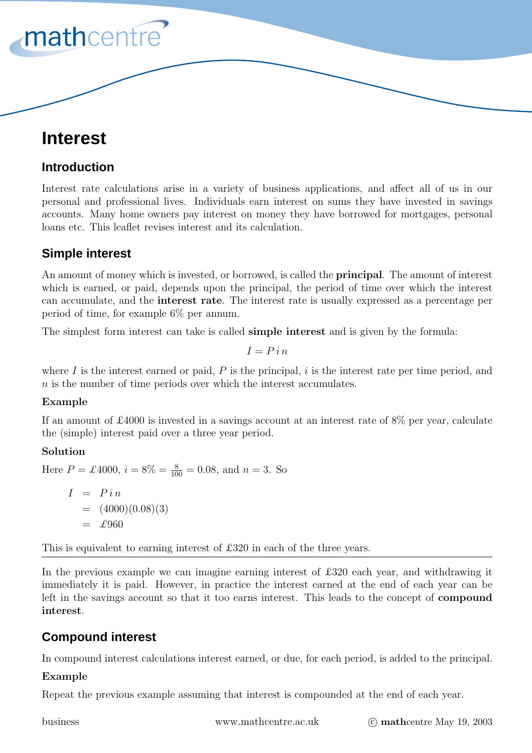# Interest

## Introduction

Interest rate calculations arise in a variety of business applications, and affect all of us in our personal and professional lives. Individuals earn interest on sums they have invested in savings accounts. Many home owners pay interest on money they have borrowed for mortgages, personal loans etc. This leaflet revises interest and its calculation.

## Simple interest

An amount of money which is invested, or borrowed, is called the **principal**. The amount of interest which is earned, or paid, depends upon the principal, the period of time over which the interest can accumulate, and the **interest rate**. The interest rate is usually expressed as a percentage per period of time, for example 6% per annum.

The simplest form interest can take is called **simple interest** and is given by the formula:

$$I = P\,i\,n$$

where $I$ is the interest earned or paid, $P$ is the principal, $i$ is the interest rate per time period, and $n$ is the number of time periods over which the interest accumulates.

**Example**

If an amount of £4000 is invested in a savings account at an interest rate of 8% per year, calculate the (simple) interest paid over a three year period.

**Solution**

Here $P = £4000$, $i = 8\% = \frac{8}{100} = 0.08$, and $n = 3$. So

$$\begin{aligned} I &= P\,i\,n \\ &= (4000)(0.08)(3) \\ &= £960 \end{aligned}$$

This is equivalent to earning interest of £320 in each of the three years.

---

In the previous example we can imagine earning interest of £320 each year, and withdrawing it immediately it is paid. However, in practice the interest earned at the end of each year can be left in the savings account so that it too earns interest. This leads to the concept of **compound interest**.

## Compound interest

In compound interest calculations interest earned, or due, for each period, is added to the principal.

**Example**

Repeat the previous example assuming that interest is compounded at the end of each year.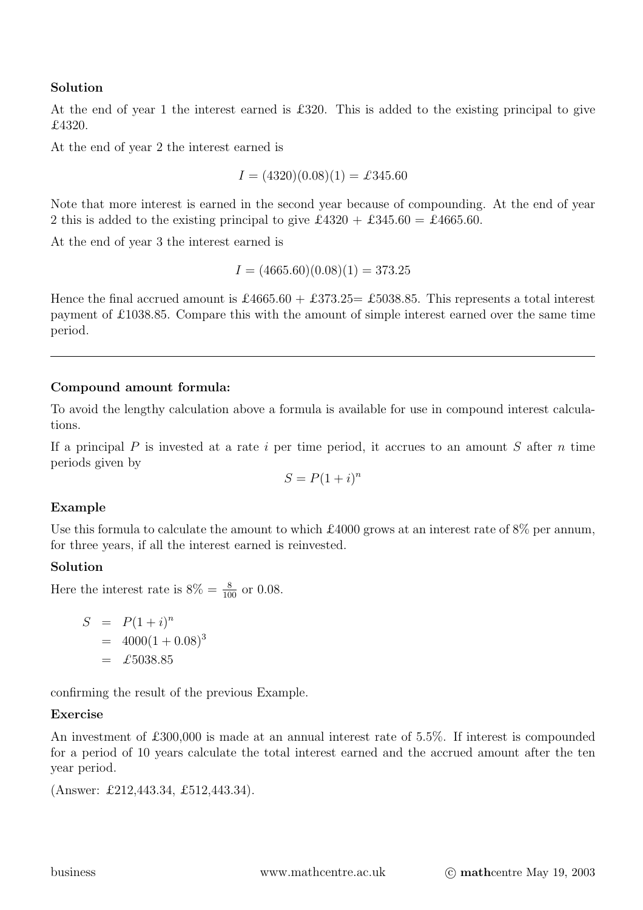**Solution**

At the end of year 1 the interest earned is £320. This is added to the existing principal to give £4320.

At the end of year 2 the interest earned is

$$I = (4320)(0.08)(1) = £345.60$$

Note that more interest is earned in the second year because of compounding. At the end of year 2 this is added to the existing principal to give £4320 + £345.60 = £4665.60.

At the end of year 3 the interest earned is

$$I = (4665.60)(0.08)(1) = 373.25$$

Hence the final accrued amount is £4665.60 + £373.25= £5038.85. This represents a total interest payment of £1038.85. Compare this with the amount of simple interest earned over the same time period.

---

**Compound amount formula:**

To avoid the lengthy calculation above a formula is available for use in compound interest calculations.

If a principal $P$ is invested at a rate $i$ per time period, it accrues to an amount $S$ after $n$ time periods given by

$$S = P(1 + i)^n$$

**Example**

Use this formula to calculate the amount to which £4000 grows at an interest rate of 8% per annum, for three years, if all the interest earned is reinvested.

**Solution**

Here the interest rate is $8\% = \frac{8}{100}$ or 0.08.

$$\begin{aligned} S &= P(1 + i)^n \\ &= 4000(1 + 0.08)^3 \\ &= £5038.85 \end{aligned}$$

confirming the result of the previous Example.

**Exercise**

An investment of £300,000 is made at an annual interest rate of 5.5%. If interest is compounded for a period of 10 years calculate the total interest earned and the accrued amount after the ten year period.

(Answer: £212,443.34, £512,443.34).